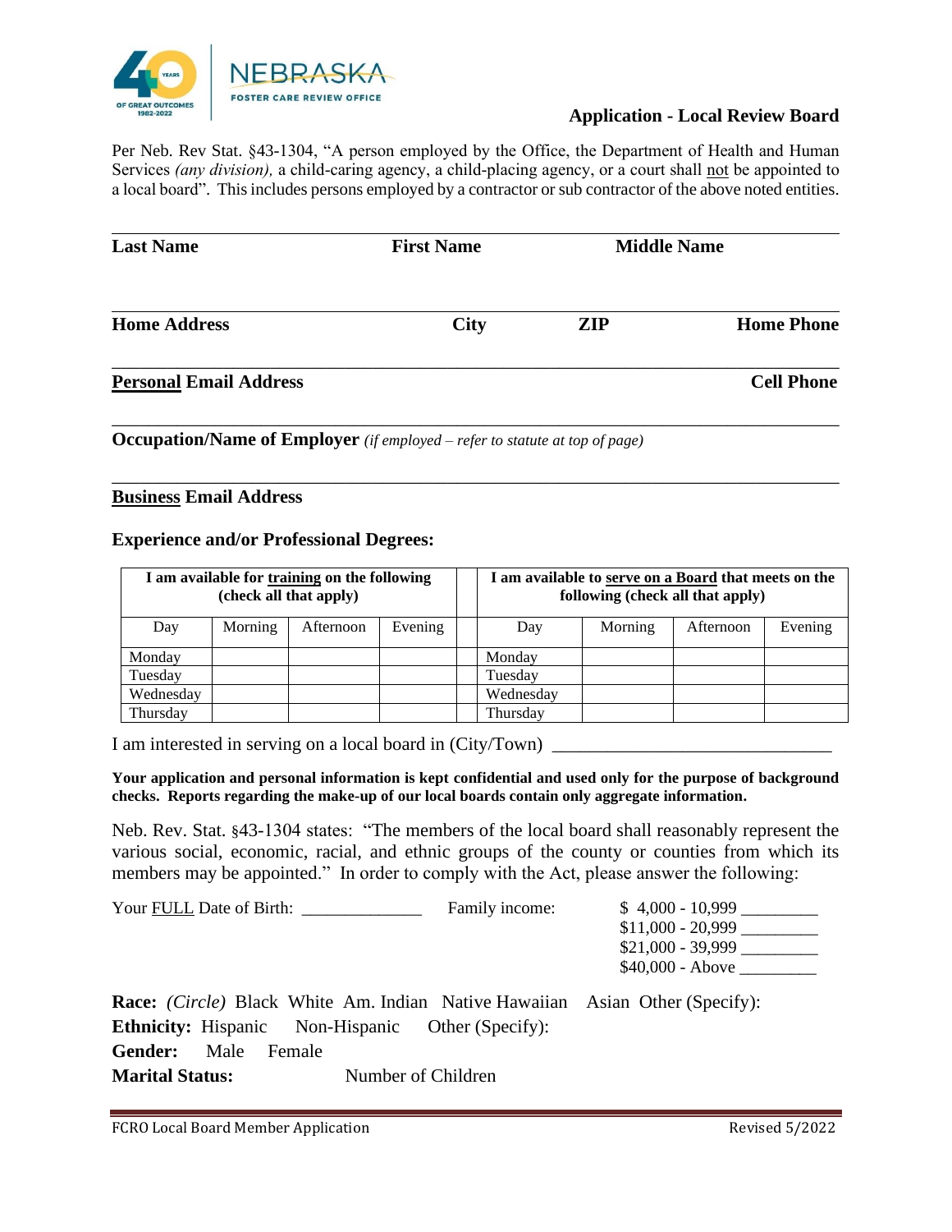NEBRASKA
FOSTER CARE REVIEW OFFICE

40 YEARS OF GREAT OUTCOMES 1982-2022

## Application - Local Review Board

Per Neb. Rev Stat. §43-1304, "A person employed by the Office, the Department of Health and Human Services *(any division),* a child-caring agency, a child-placing agency, or a court shall not be appointed to a local board". This includes persons employed by a contractor or sub contractor of the above noted entities.

**Last Name** **First Name** **Middle Name**

**Home Address** **City** **ZIP** **Home Phone**

**Personal Email Address** **Cell Phone**

**Occupation/Name of Employer** *(if employed – refer to statute at top of page)*

**Business Email Address**

**Experience and/or Professional Degrees:**

| I am available for training on the following (check all that apply) | | | | | I am available to serve on a Board that meets on the following (check all that apply) | | | |
|---|---|---|---|---|---|---|---|---|
| Day | Morning | Afternoon | Evening | | Day | Morning | Afternoon | Evening |
| Monday | | | | | Monday | | | |
| Tuesday | | | | | Tuesday | | | |
| Wednesday | | | | | Wednesday | | | |
| Thursday | | | | | Thursday | | | |

I am interested in serving on a local board in (City/Town) ______________________________

**Your application and personal information is kept confidential and used only for the purpose of background checks. Reports regarding the make-up of our local boards contain only aggregate information.**

Neb. Rev. Stat. §43-1304 states: "The members of the local board shall reasonably represent the various social, economic, racial, and ethnic groups of the county or counties from which its members may be appointed." In order to comply with the Act, please answer the following:

Your FULL Date of Birth: _____________

Family income:
- $ 4,000 - 10,999 ________
- $11,000 - 20,999 ________
- $21,000 - 39,999 ________
- $40,000 - Above ________

**Race:** *(Circle)* Black White Am. Indian Native Hawaiian Asian Other (Specify):

**Ethnicity:** Hispanic Non-Hispanic Other (Specify):

**Gender:** Male Female

**Marital Status:** Number of Children

FCRO Local Board Member Application Revised 5/2022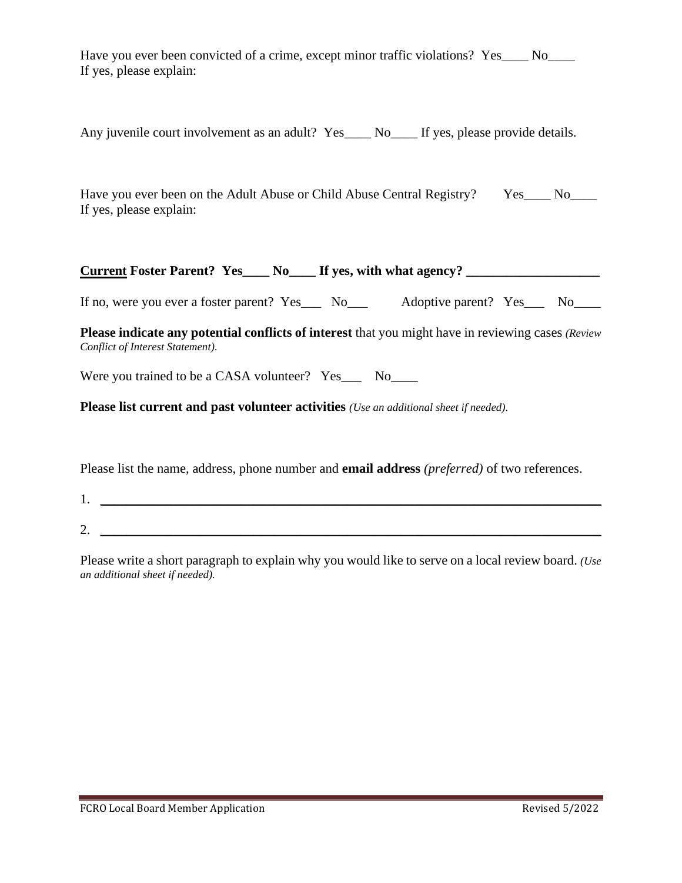Have you ever been convicted of a crime, except minor traffic violations? Yes____ No____
If yes, please explain:

Any juvenile court involvement as an adult? Yes____ No____ If yes, please provide details.

Have you ever been on the Adult Abuse or Child Abuse Central Registry? Yes____ No____
If yes, please explain:

**<u>Current</u> Foster Parent? Yes____ No____ If yes, with what agency? ____________________**

If no, were you ever a foster parent? Yes___ No___ Adoptive parent? Yes___ No____

**Please indicate any potential conflicts of interest** that you might have in reviewing cases *(Review Conflict of Interest Statement).*

Were you trained to be a CASA volunteer? Yes___ No____

**Please list current and past volunteer activities** *(Use an additional sheet if needed).*

Please list the name, address, phone number and **email address** *(preferred)* of two references.

1. ________________________________________________________________________

2. ________________________________________________________________________

Please write a short paragraph to explain why you would like to serve on a local review board. *(Use an additional sheet if needed).*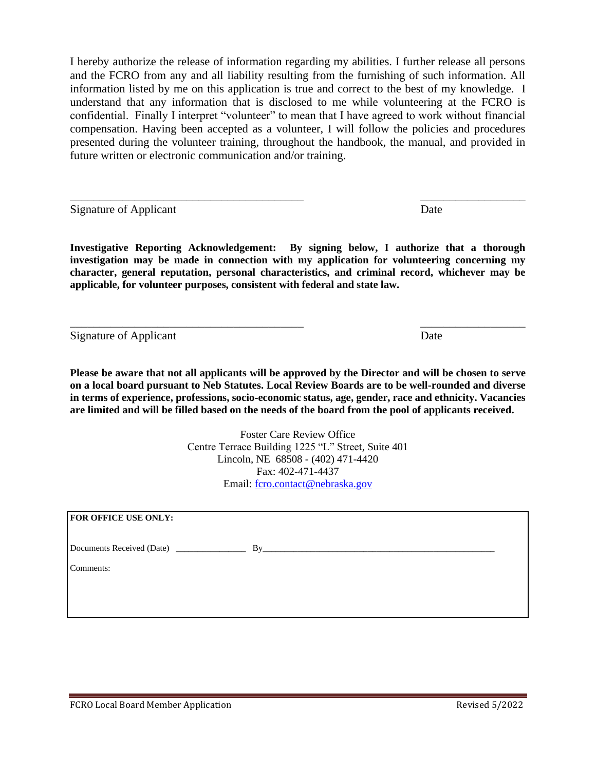I hereby authorize the release of information regarding my abilities. I further release all persons and the FCRO from any and all liability resulting from the furnishing of such information. All information listed by me on this application is true and correct to the best of my knowledge. I understand that any information that is disclosed to me while volunteering at the FCRO is confidential. Finally I interpret "volunteer" to mean that I have agreed to work without financial compensation. Having been accepted as a volunteer, I will follow the policies and procedures presented during the volunteer training, throughout the handbook, the manual, and provided in future written or electronic communication and/or training.

_________________________________________ __________________

Signature of Applicant Date

**Investigative Reporting Acknowledgement: By signing below, I authorize that a thorough investigation may be made in connection with my application for volunteering concerning my character, general reputation, personal characteristics, and criminal record, whichever may be applicable, for volunteer purposes, consistent with federal and state law.**

_________________________________________ __________________

Signature of Applicant Date

**Please be aware that not all applicants will be approved by the Director and will be chosen to serve on a local board pursuant to Neb Statutes. Local Review Boards are to be well-rounded and diverse in terms of experience, professions, socio-economic status, age, gender, race and ethnicity. Vacancies are limited and will be filled based on the needs of the board from the pool of applicants received.**

Foster Care Review Office
Centre Terrace Building 1225 "L" Street, Suite 401
Lincoln, NE 68508 - (402) 471-4420
Fax: 402-471-4437
Email: fcro.contact@nebraska.gov

**FOR OFFICE USE ONLY:**

Documents Received (Date) _______________ By___________________________________________________

Comments: